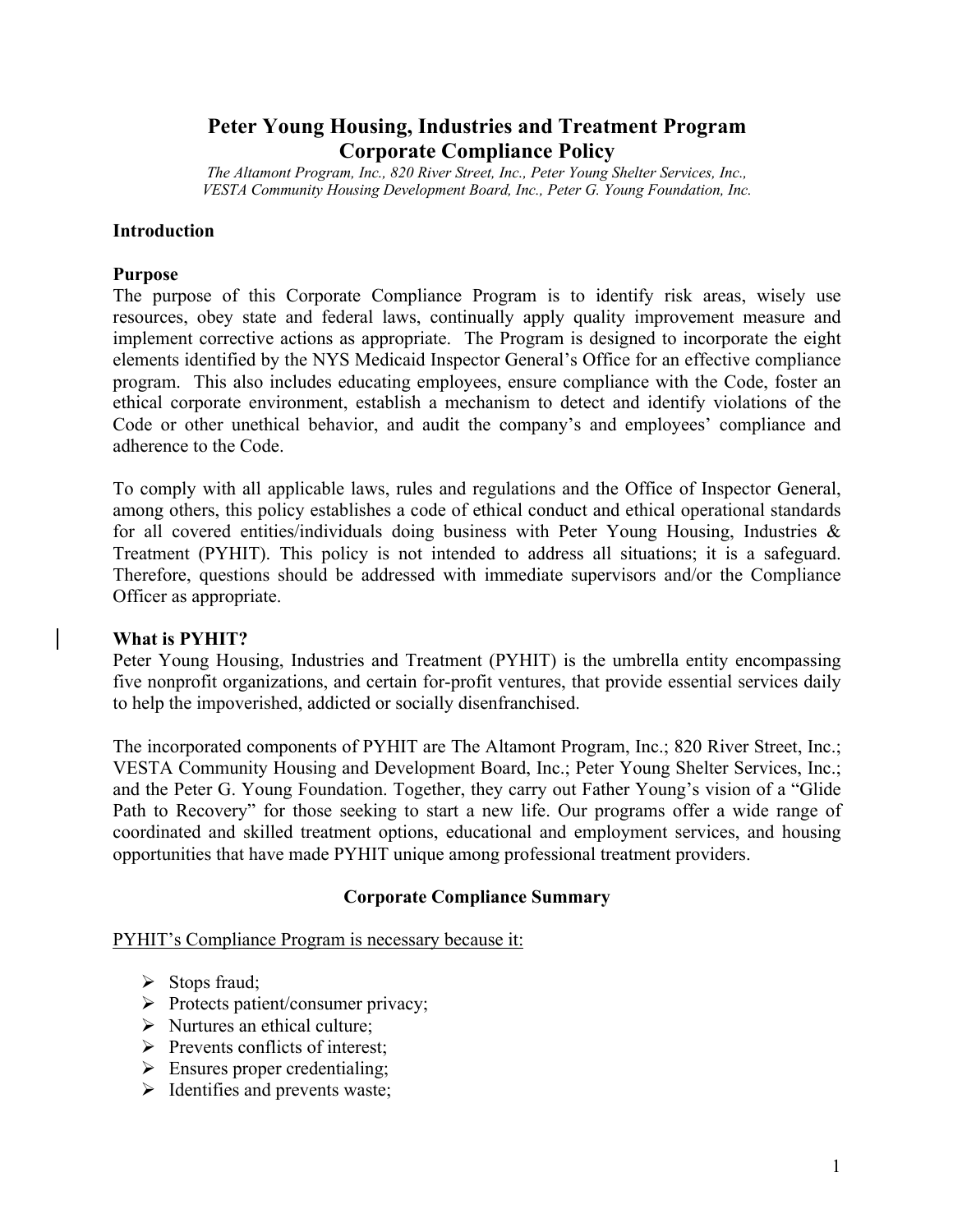# Peter Young Housing, Industries and Treatment Program
# Corporate Compliance Policy

*The Altamont Program, Inc., 820 River Street, Inc., Peter Young Shelter Services, Inc., VESTA Community Housing Development Board, Inc., Peter G. Young Foundation, Inc.*

## Introduction

### Purpose

The purpose of this Corporate Compliance Program is to identify risk areas, wisely use resources, obey state and federal laws, continually apply quality improvement measure and implement corrective actions as appropriate. The Program is designed to incorporate the eight elements identified by the NYS Medicaid Inspector General's Office for an effective compliance program. This also includes educating employees, ensure compliance with the Code, foster an ethical corporate environment, establish a mechanism to detect and identify violations of the Code or other unethical behavior, and audit the company's and employees' compliance and adherence to the Code.

To comply with all applicable laws, rules and regulations and the Office of Inspector General, among others, this policy establishes a code of ethical conduct and ethical operational standards for all covered entities/individuals doing business with Peter Young Housing, Industries & Treatment (PYHIT). This policy is not intended to address all situations; it is a safeguard. Therefore, questions should be addressed with immediate supervisors and/or the Compliance Officer as appropriate.

### What is PYHIT?

Peter Young Housing, Industries and Treatment (PYHIT) is the umbrella entity encompassing five nonprofit organizations, and certain for-profit ventures, that provide essential services daily to help the impoverished, addicted or socially disenfranchised.

The incorporated components of PYHIT are The Altamont Program, Inc.; 820 River Street, Inc.; VESTA Community Housing and Development Board, Inc.; Peter Young Shelter Services, Inc.; and the Peter G. Young Foundation. Together, they carry out Father Young's vision of a "Glide Path to Recovery" for those seeking to start a new life. Our programs offer a wide range of coordinated and skilled treatment options, educational and employment services, and housing opportunities that have made PYHIT unique among professional treatment providers.

## Corporate Compliance Summary

PYHIT's Compliance Program is necessary because it:

- Stops fraud;
- Protects patient/consumer privacy;
- Nurtures an ethical culture;
- Prevents conflicts of interest;
- Ensures proper credentialing;
- Identifies and prevents waste;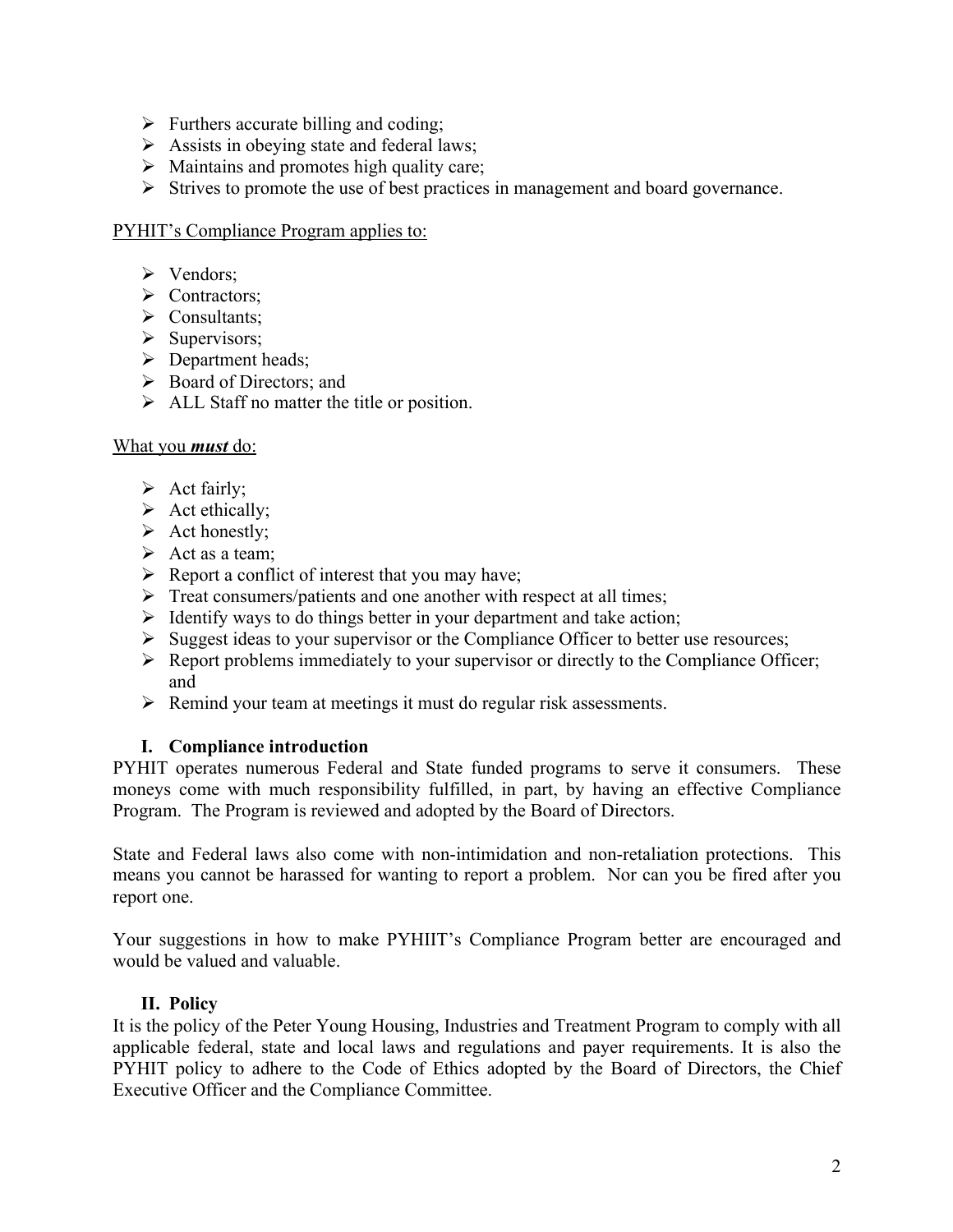- Furthers accurate billing and coding;
- Assists in obeying state and federal laws;
- Maintains and promotes high quality care;
- Strives to promote the use of best practices in management and board governance.

PYHIT's Compliance Program applies to:

- Vendors;
- Contractors;
- Consultants;
- Supervisors;
- Department heads;
- Board of Directors; and
- ALL Staff no matter the title or position.

What you ***must*** do:

- Act fairly;
- Act ethically;
- Act honestly;
- Act as a team;
- Report a conflict of interest that you may have;
- Treat consumers/patients and one another with respect at all times;
- Identify ways to do things better in your department and take action;
- Suggest ideas to your supervisor or the Compliance Officer to better use resources;
- Report problems immediately to your supervisor or directly to the Compliance Officer; and
- Remind your team at meetings it must do regular risk assessments.

## I. Compliance introduction

PYHIT operates numerous Federal and State funded programs to serve it consumers. These moneys come with much responsibility fulfilled, in part, by having an effective Compliance Program. The Program is reviewed and adopted by the Board of Directors.

State and Federal laws also come with non-intimidation and non-retaliation protections. This means you cannot be harassed for wanting to report a problem. Nor can you be fired after you report one.

Your suggestions in how to make PYHIIT's Compliance Program better are encouraged and would be valued and valuable.

## II. Policy

It is the policy of the Peter Young Housing, Industries and Treatment Program to comply with all applicable federal, state and local laws and regulations and payer requirements. It is also the PYHIT policy to adhere to the Code of Ethics adopted by the Board of Directors, the Chief Executive Officer and the Compliance Committee.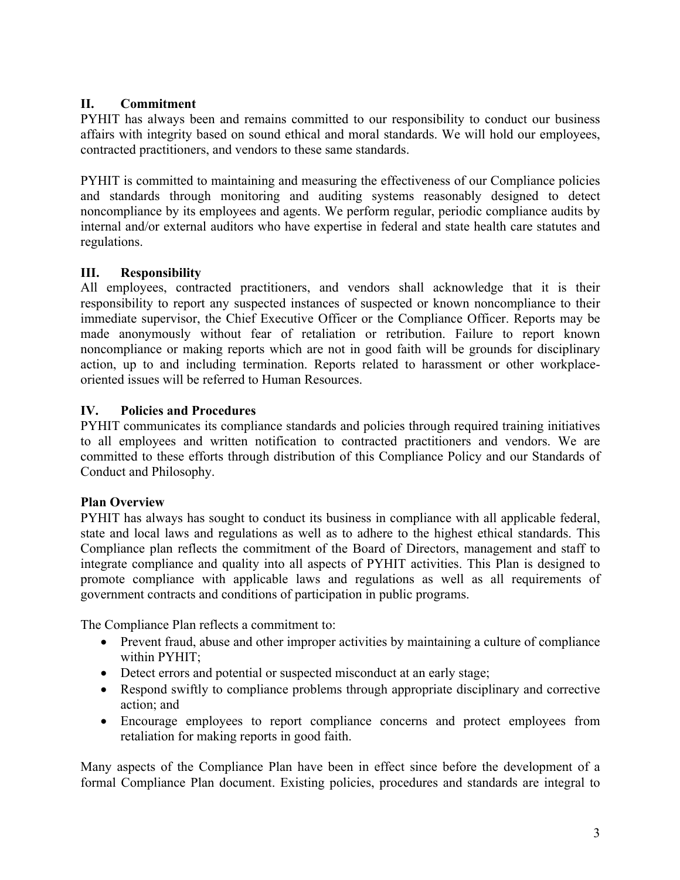## II. Commitment

PYHIT has always been and remains committed to our responsibility to conduct our business affairs with integrity based on sound ethical and moral standards. We will hold our employees, contracted practitioners, and vendors to these same standards.

PYHIT is committed to maintaining and measuring the effectiveness of our Compliance policies and standards through monitoring and auditing systems reasonably designed to detect noncompliance by its employees and agents. We perform regular, periodic compliance audits by internal and/or external auditors who have expertise in federal and state health care statutes and regulations.

## III. Responsibility

All employees, contracted practitioners, and vendors shall acknowledge that it is their responsibility to report any suspected instances of suspected or known noncompliance to their immediate supervisor, the Chief Executive Officer or the Compliance Officer. Reports may be made anonymously without fear of retaliation or retribution. Failure to report known noncompliance or making reports which are not in good faith will be grounds for disciplinary action, up to and including termination. Reports related to harassment or other workplace-oriented issues will be referred to Human Resources.

## IV. Policies and Procedures

PYHIT communicates its compliance standards and policies through required training initiatives to all employees and written notification to contracted practitioners and vendors. We are committed to these efforts through distribution of this Compliance Policy and our Standards of Conduct and Philosophy.

### Plan Overview

PYHIT has always has sought to conduct its business in compliance with all applicable federal, state and local laws and regulations as well as to adhere to the highest ethical standards. This Compliance plan reflects the commitment of the Board of Directors, management and staff to integrate compliance and quality into all aspects of PYHIT activities. This Plan is designed to promote compliance with applicable laws and regulations as well as all requirements of government contracts and conditions of participation in public programs.

The Compliance Plan reflects a commitment to:

- Prevent fraud, abuse and other improper activities by maintaining a culture of compliance within PYHIT;
- Detect errors and potential or suspected misconduct at an early stage;
- Respond swiftly to compliance problems through appropriate disciplinary and corrective action; and
- Encourage employees to report compliance concerns and protect employees from retaliation for making reports in good faith.

Many aspects of the Compliance Plan have been in effect since before the development of a formal Compliance Plan document. Existing policies, procedures and standards are integral to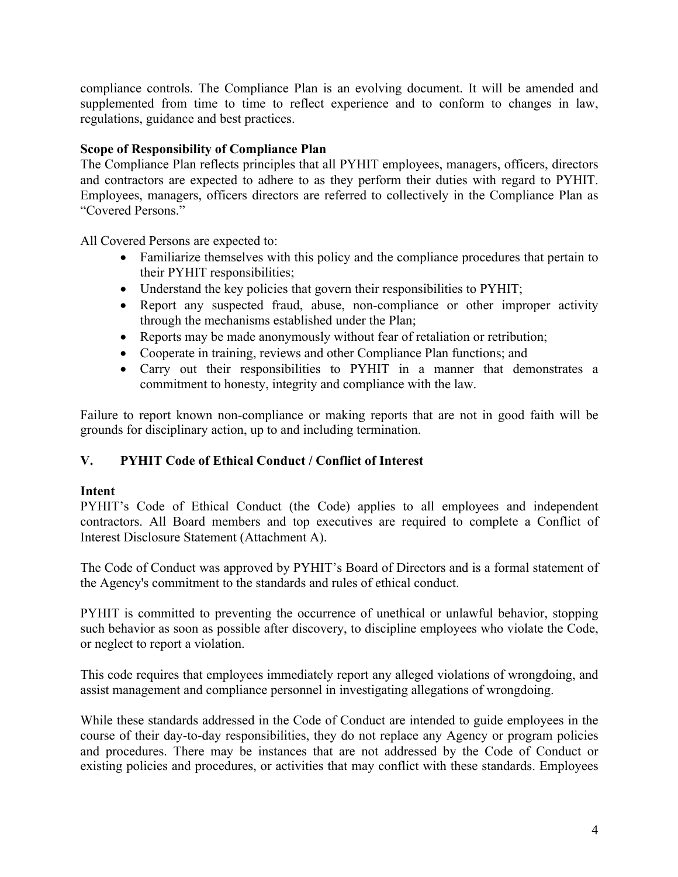compliance controls. The Compliance Plan is an evolving document. It will be amended and supplemented from time to time to reflect experience and to conform to changes in law, regulations, guidance and best practices.

**Scope of Responsibility of Compliance Plan**

The Compliance Plan reflects principles that all PYHIT employees, managers, officers, directors and contractors are expected to adhere to as they perform their duties with regard to PYHIT. Employees, managers, officers directors are referred to collectively in the Compliance Plan as "Covered Persons."

All Covered Persons are expected to:

- Familiarize themselves with this policy and the compliance procedures that pertain to their PYHIT responsibilities;
- Understand the key policies that govern their responsibilities to PYHIT;
- Report any suspected fraud, abuse, non-compliance or other improper activity through the mechanisms established under the Plan;
- Reports may be made anonymously without fear of retaliation or retribution;
- Cooperate in training, reviews and other Compliance Plan functions; and
- Carry out their responsibilities to PYHIT in a manner that demonstrates a commitment to honesty, integrity and compliance with the law.

Failure to report known non-compliance or making reports that are not in good faith will be grounds for disciplinary action, up to and including termination.

## V. PYHIT Code of Ethical Conduct / Conflict of Interest

**Intent**

PYHIT's Code of Ethical Conduct (the Code) applies to all employees and independent contractors. All Board members and top executives are required to complete a Conflict of Interest Disclosure Statement (Attachment A).

The Code of Conduct was approved by PYHIT's Board of Directors and is a formal statement of the Agency's commitment to the standards and rules of ethical conduct.

PYHIT is committed to preventing the occurrence of unethical or unlawful behavior, stopping such behavior as soon as possible after discovery, to discipline employees who violate the Code, or neglect to report a violation.

This code requires that employees immediately report any alleged violations of wrongdoing, and assist management and compliance personnel in investigating allegations of wrongdoing.

While these standards addressed in the Code of Conduct are intended to guide employees in the course of their day-to-day responsibilities, they do not replace any Agency or program policies and procedures. There may be instances that are not addressed by the Code of Conduct or existing policies and procedures, or activities that may conflict with these standards. Employees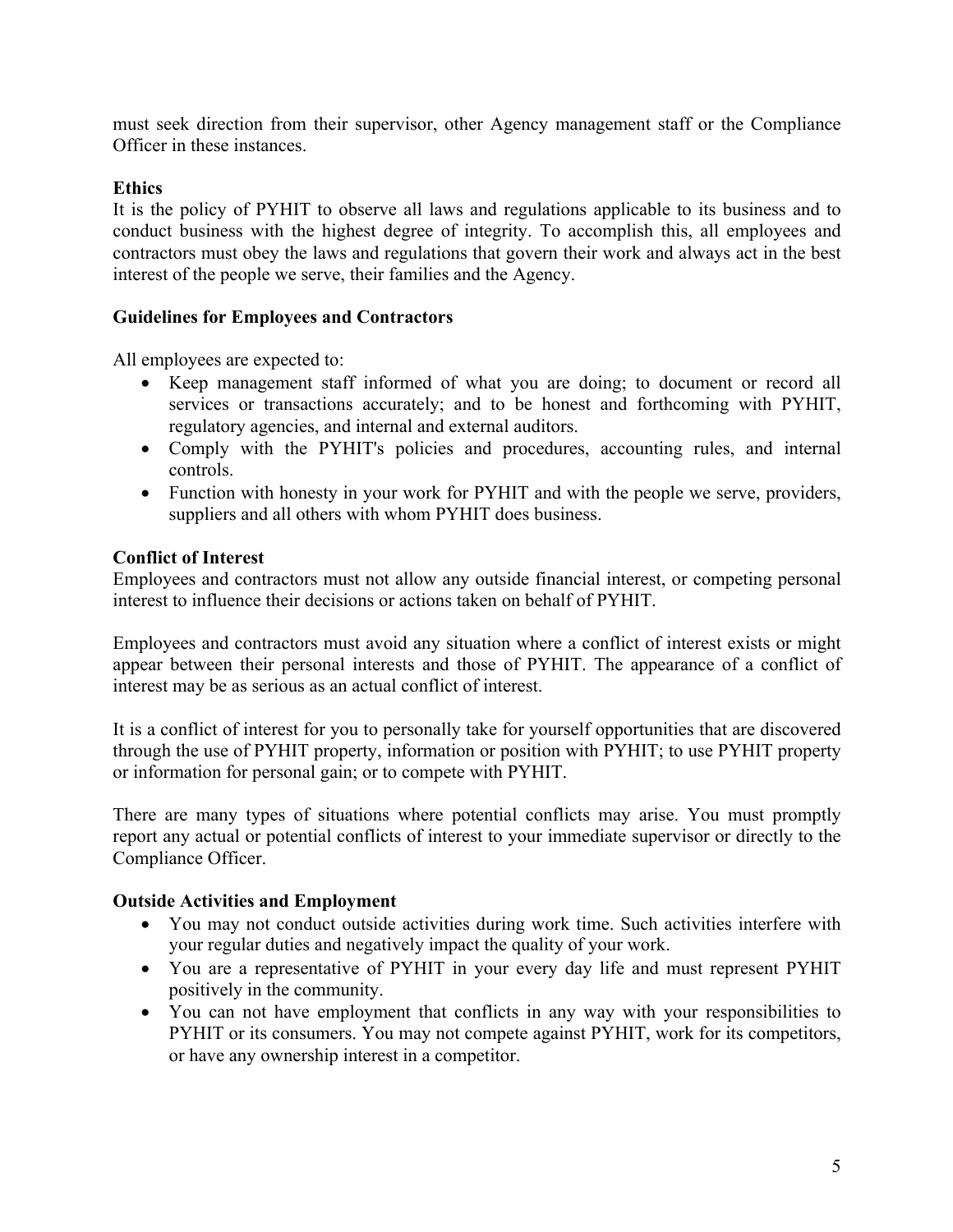must seek direction from their supervisor, other Agency management staff or the Compliance Officer in these instances.

**Ethics**

It is the policy of PYHIT to observe all laws and regulations applicable to its business and to conduct business with the highest degree of integrity. To accomplish this, all employees and contractors must obey the laws and regulations that govern their work and always act in the best interest of the people we serve, their families and the Agency.

**Guidelines for Employees and Contractors**

All employees are expected to:

- Keep management staff informed of what you are doing; to document or record all services or transactions accurately; and to be honest and forthcoming with PYHIT, regulatory agencies, and internal and external auditors.
- Comply with the PYHIT's policies and procedures, accounting rules, and internal controls.
- Function with honesty in your work for PYHIT and with the people we serve, providers, suppliers and all others with whom PYHIT does business.

**Conflict of Interest**

Employees and contractors must not allow any outside financial interest, or competing personal interest to influence their decisions or actions taken on behalf of PYHIT.

Employees and contractors must avoid any situation where a conflict of interest exists or might appear between their personal interests and those of PYHIT. The appearance of a conflict of interest may be as serious as an actual conflict of interest.

It is a conflict of interest for you to personally take for yourself opportunities that are discovered through the use of PYHIT property, information or position with PYHIT; to use PYHIT property or information for personal gain; or to compete with PYHIT.

There are many types of situations where potential conflicts may arise. You must promptly report any actual or potential conflicts of interest to your immediate supervisor or directly to the Compliance Officer.

**Outside Activities and Employment**

- You may not conduct outside activities during work time. Such activities interfere with your regular duties and negatively impact the quality of your work.
- You are a representative of PYHIT in your every day life and must represent PYHIT positively in the community.
- You can not have employment that conflicts in any way with your responsibilities to PYHIT or its consumers. You may not compete against PYHIT, work for its competitors, or have any ownership interest in a competitor.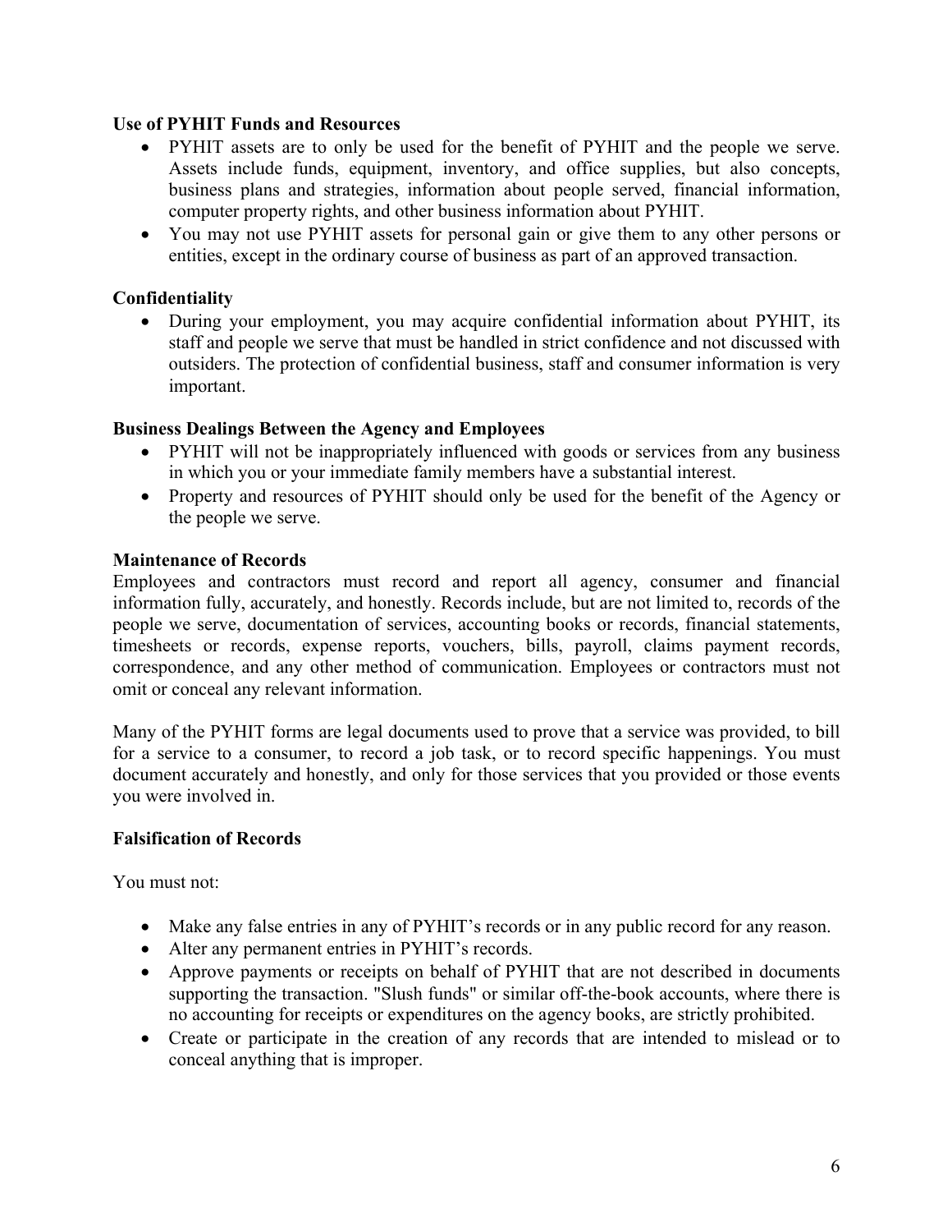**Use of PYHIT Funds and Resources**

- PYHIT assets are to only be used for the benefit of PYHIT and the people we serve. Assets include funds, equipment, inventory, and office supplies, but also concepts, business plans and strategies, information about people served, financial information, computer property rights, and other business information about PYHIT.
- You may not use PYHIT assets for personal gain or give them to any other persons or entities, except in the ordinary course of business as part of an approved transaction.

**Confidentiality**

- During your employment, you may acquire confidential information about PYHIT, its staff and people we serve that must be handled in strict confidence and not discussed with outsiders. The protection of confidential business, staff and consumer information is very important.

**Business Dealings Between the Agency and Employees**

- PYHIT will not be inappropriately influenced with goods or services from any business in which you or your immediate family members have a substantial interest.
- Property and resources of PYHIT should only be used for the benefit of the Agency or the people we serve.

**Maintenance of Records**

Employees and contractors must record and report all agency, consumer and financial information fully, accurately, and honestly. Records include, but are not limited to, records of the people we serve, documentation of services, accounting books or records, financial statements, timesheets or records, expense reports, vouchers, bills, payroll, claims payment records, correspondence, and any other method of communication. Employees or contractors must not omit or conceal any relevant information.

Many of the PYHIT forms are legal documents used to prove that a service was provided, to bill for a service to a consumer, to record a job task, or to record specific happenings. You must document accurately and honestly, and only for those services that you provided or those events you were involved in.

**Falsification of Records**

You must not:

- Make any false entries in any of PYHIT's records or in any public record for any reason.
- Alter any permanent entries in PYHIT's records.
- Approve payments or receipts on behalf of PYHIT that are not described in documents supporting the transaction. "Slush funds" or similar off-the-book accounts, where there is no accounting for receipts or expenditures on the agency books, are strictly prohibited.
- Create or participate in the creation of any records that are intended to mislead or to conceal anything that is improper.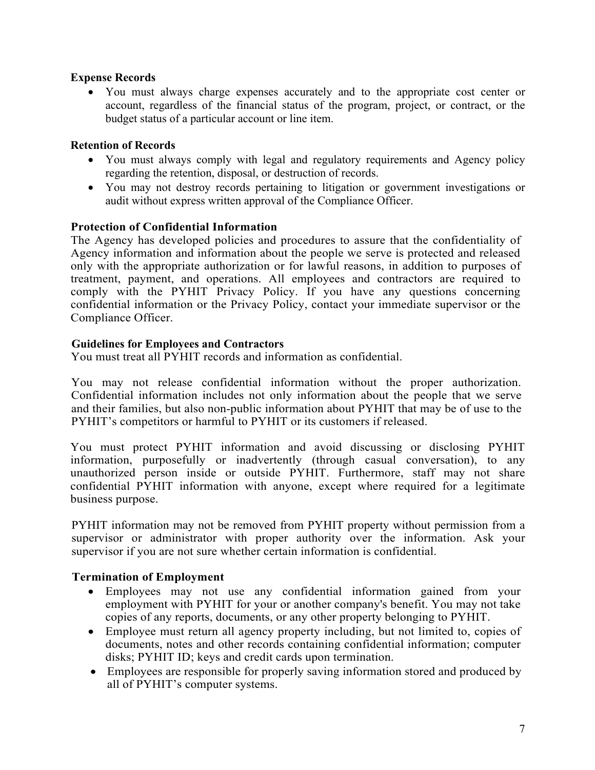**Expense Records**

- You must always charge expenses accurately and to the appropriate cost center or account, regardless of the financial status of the program, project, or contract, or the budget status of a particular account or line item.

**Retention of Records**

- You must always comply with legal and regulatory requirements and Agency policy regarding the retention, disposal, or destruction of records.
- You may not destroy records pertaining to litigation or government investigations or audit without express written approval of the Compliance Officer.

**Protection of Confidential Information**

The Agency has developed policies and procedures to assure that the confidentiality of Agency information and information about the people we serve is protected and released only with the appropriate authorization or for lawful reasons, in addition to purposes of treatment, payment, and operations. All employees and contractors are required to comply with the PYHIT Privacy Policy. If you have any questions concerning confidential information or the Privacy Policy, contact your immediate supervisor or the Compliance Officer.

**Guidelines for Employees and Contractors**

You must treat all PYHIT records and information as confidential.

You may not release confidential information without the proper authorization. Confidential information includes not only information about the people that we serve and their families, but also non-public information about PYHIT that may be of use to the PYHIT's competitors or harmful to PYHIT or its customers if released.

You must protect PYHIT information and avoid discussing or disclosing PYHIT information, purposefully or inadvertently (through casual conversation), to any unauthorized person inside or outside PYHIT. Furthermore, staff may not share confidential PYHIT information with anyone, except where required for a legitimate business purpose.

PYHIT information may not be removed from PYHIT property without permission from a supervisor or administrator with proper authority over the information. Ask your supervisor if you are not sure whether certain information is confidential.

**Termination of Employment**

- Employees may not use any confidential information gained from your employment with PYHIT for your or another company's benefit. You may not take copies of any reports, documents, or any other property belonging to PYHIT.
- Employee must return all agency property including, but not limited to, copies of documents, notes and other records containing confidential information; computer disks; PYHIT ID; keys and credit cards upon termination.
- Employees are responsible for properly saving information stored and produced by all of PYHIT's computer systems.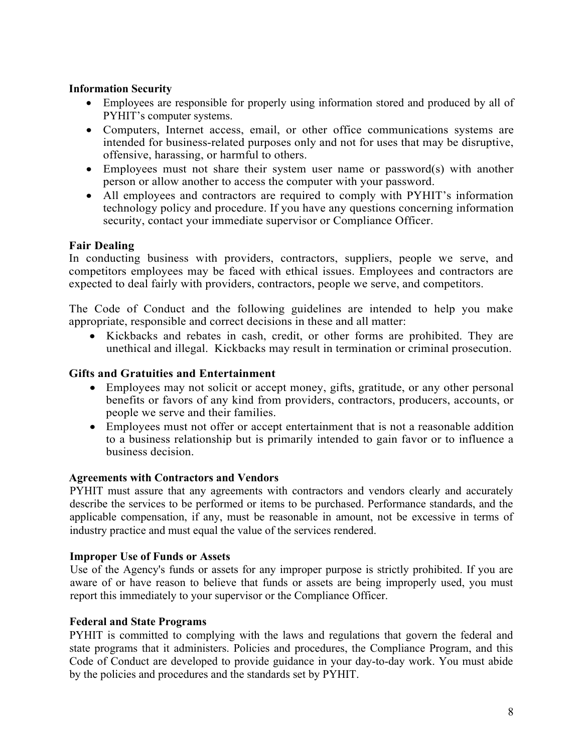**Information Security**

- Employees are responsible for properly using information stored and produced by all of PYHIT's computer systems.
- Computers, Internet access, email, or other office communications systems are intended for business-related purposes only and not for uses that may be disruptive, offensive, harassing, or harmful to others.
- Employees must not share their system user name or password(s) with another person or allow another to access the computer with your password.
- All employees and contractors are required to comply with PYHIT's information technology policy and procedure. If you have any questions concerning information security, contact your immediate supervisor or Compliance Officer.

**Fair Dealing**

In conducting business with providers, contractors, suppliers, people we serve, and competitors employees may be faced with ethical issues. Employees and contractors are expected to deal fairly with providers, contractors, people we serve, and competitors.

The Code of Conduct and the following guidelines are intended to help you make appropriate, responsible and correct decisions in these and all matter:

- Kickbacks and rebates in cash, credit, or other forms are prohibited. They are unethical and illegal. Kickbacks may result in termination or criminal prosecution.

**Gifts and Gratuities and Entertainment**

- Employees may not solicit or accept money, gifts, gratitude, or any other personal benefits or favors of any kind from providers, contractors, producers, accounts, or people we serve and their families.
- Employees must not offer or accept entertainment that is not a reasonable addition to a business relationship but is primarily intended to gain favor or to influence a business decision.

**Agreements with Contractors and Vendors**

PYHIT must assure that any agreements with contractors and vendors clearly and accurately describe the services to be performed or items to be purchased. Performance standards, and the applicable compensation, if any, must be reasonable in amount, not be excessive in terms of industry practice and must equal the value of the services rendered.

**Improper Use of Funds or Assets**

Use of the Agency's funds or assets for any improper purpose is strictly prohibited. If you are aware of or have reason to believe that funds or assets are being improperly used, you must report this immediately to your supervisor or the Compliance Officer.

**Federal and State Programs**

PYHIT is committed to complying with the laws and regulations that govern the federal and state programs that it administers. Policies and procedures, the Compliance Program, and this Code of Conduct are developed to provide guidance in your day-to-day work. You must abide by the policies and procedures and the standards set by PYHIT.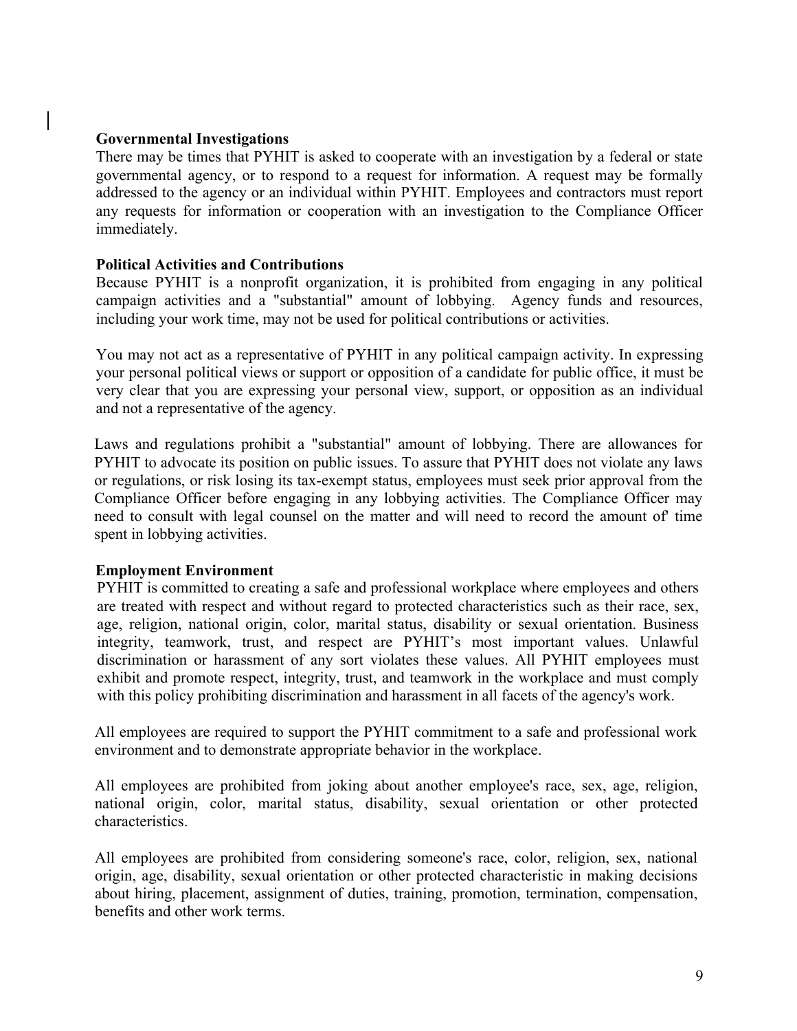**Governmental Investigations**

There may be times that PYHIT is asked to cooperate with an investigation by a federal or state governmental agency, or to respond to a request for information. A request may be formally addressed to the agency or an individual within PYHIT. Employees and contractors must report any requests for information or cooperation with an investigation to the Compliance Officer immediately.

**Political Activities and Contributions**

Because PYHIT is a nonprofit organization, it is prohibited from engaging in any political campaign activities and a "substantial" amount of lobbying. Agency funds and resources, including your work time, may not be used for political contributions or activities.

You may not act as a representative of PYHIT in any political campaign activity. In expressing your personal political views or support or opposition of a candidate for public office, it must be very clear that you are expressing your personal view, support, or opposition as an individual and not a representative of the agency.

Laws and regulations prohibit a "substantial" amount of lobbying. There are allowances for PYHIT to advocate its position on public issues. To assure that PYHIT does not violate any laws or regulations, or risk losing its tax-exempt status, employees must seek prior approval from the Compliance Officer before engaging in any lobbying activities. The Compliance Officer may need to consult with legal counsel on the matter and will need to record the amount of' time spent in lobbying activities.

**Employment Environment**

PYHIT is committed to creating a safe and professional workplace where employees and others are treated with respect and without regard to protected characteristics such as their race, sex, age, religion, national origin, color, marital status, disability or sexual orientation. Business integrity, teamwork, trust, and respect are PYHIT's most important values. Unlawful discrimination or harassment of any sort violates these values. All PYHIT employees must exhibit and promote respect, integrity, trust, and teamwork in the workplace and must comply with this policy prohibiting discrimination and harassment in all facets of the agency's work.

All employees are required to support the PYHIT commitment to a safe and professional work environment and to demonstrate appropriate behavior in the workplace.

All employees are prohibited from joking about another employee's race, sex, age, religion, national origin, color, marital status, disability, sexual orientation or other protected characteristics.

All employees are prohibited from considering someone's race, color, religion, sex, national origin, age, disability, sexual orientation or other protected characteristic in making decisions about hiring, placement, assignment of duties, training, promotion, termination, compensation, benefits and other work terms.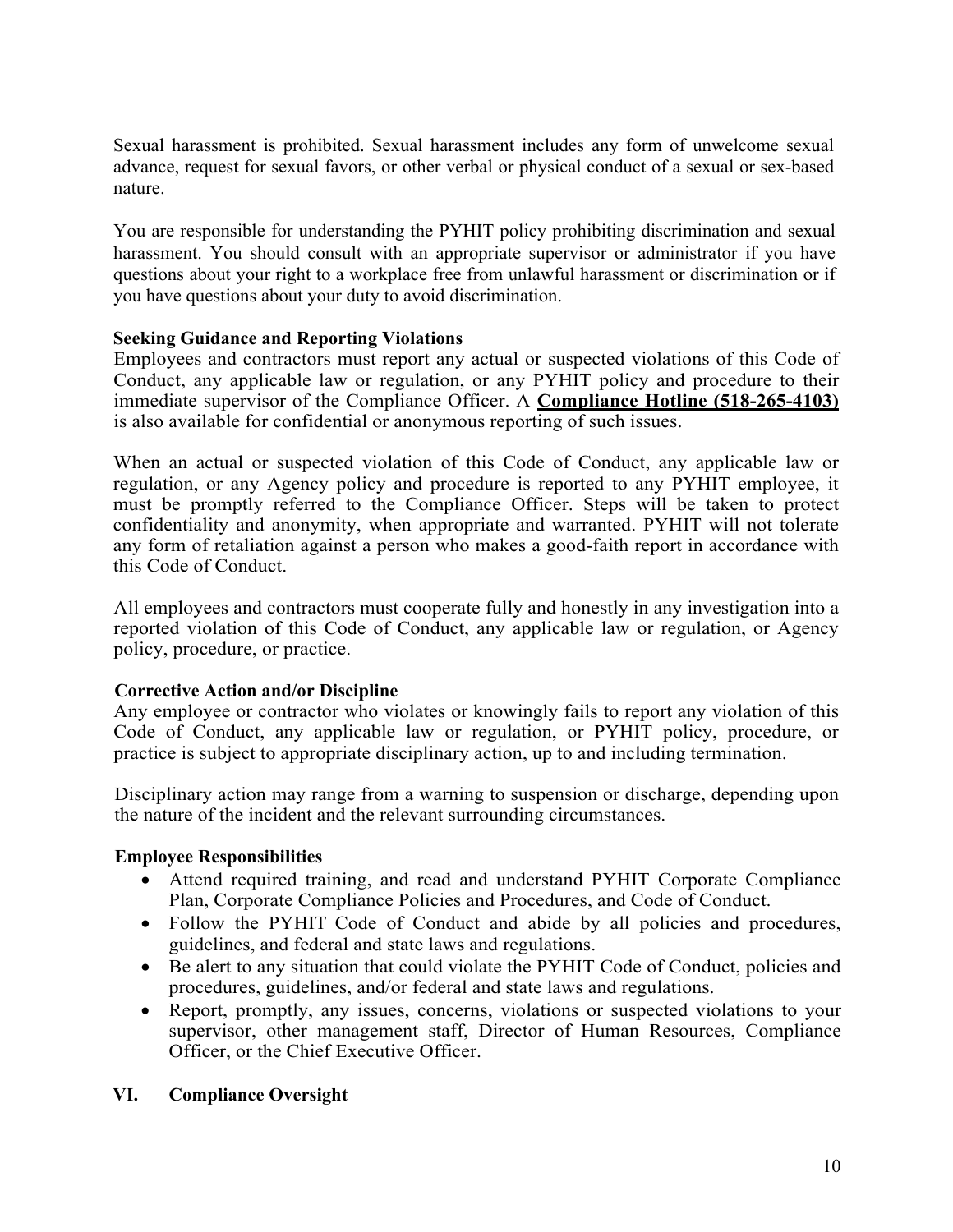Sexual harassment is prohibited. Sexual harassment includes any form of unwelcome sexual advance, request for sexual favors, or other verbal or physical conduct of a sexual or sex-based nature.

You are responsible for understanding the PYHIT policy prohibiting discrimination and sexual harassment. You should consult with an appropriate supervisor or administrator if you have questions about your right to a workplace free from unlawful harassment or discrimination or if you have questions about your duty to avoid discrimination.

**Seeking Guidance and Reporting Violations**

Employees and contractors must report any actual or suspected violations of this Code of Conduct, any applicable law or regulation, or any PYHIT policy and procedure to their immediate supervisor of the Compliance Officer. A **Compliance Hotline (518-265-4103)** is also available for confidential or anonymous reporting of such issues.

When an actual or suspected violation of this Code of Conduct, any applicable law or regulation, or any Agency policy and procedure is reported to any PYHIT employee, it must be promptly referred to the Compliance Officer. Steps will be taken to protect confidentiality and anonymity, when appropriate and warranted. PYHIT will not tolerate any form of retaliation against a person who makes a good-faith report in accordance with this Code of Conduct.

All employees and contractors must cooperate fully and honestly in any investigation into a reported violation of this Code of Conduct, any applicable law or regulation, or Agency policy, procedure, or practice.

**Corrective Action and/or Discipline**

Any employee or contractor who violates or knowingly fails to report any violation of this Code of Conduct, any applicable law or regulation, or PYHIT policy, procedure, or practice is subject to appropriate disciplinary action, up to and including termination.

Disciplinary action may range from a warning to suspension or discharge, depending upon the nature of the incident and the relevant surrounding circumstances.

**Employee Responsibilities**

- Attend required training, and read and understand PYHIT Corporate Compliance Plan, Corporate Compliance Policies and Procedures, and Code of Conduct.
- Follow the PYHIT Code of Conduct and abide by all policies and procedures, guidelines, and federal and state laws and regulations.
- Be alert to any situation that could violate the PYHIT Code of Conduct, policies and procedures, guidelines, and/or federal and state laws and regulations.
- Report, promptly, any issues, concerns, violations or suspected violations to your supervisor, other management staff, Director of Human Resources, Compliance Officer, or the Chief Executive Officer.

## VI. Compliance Oversight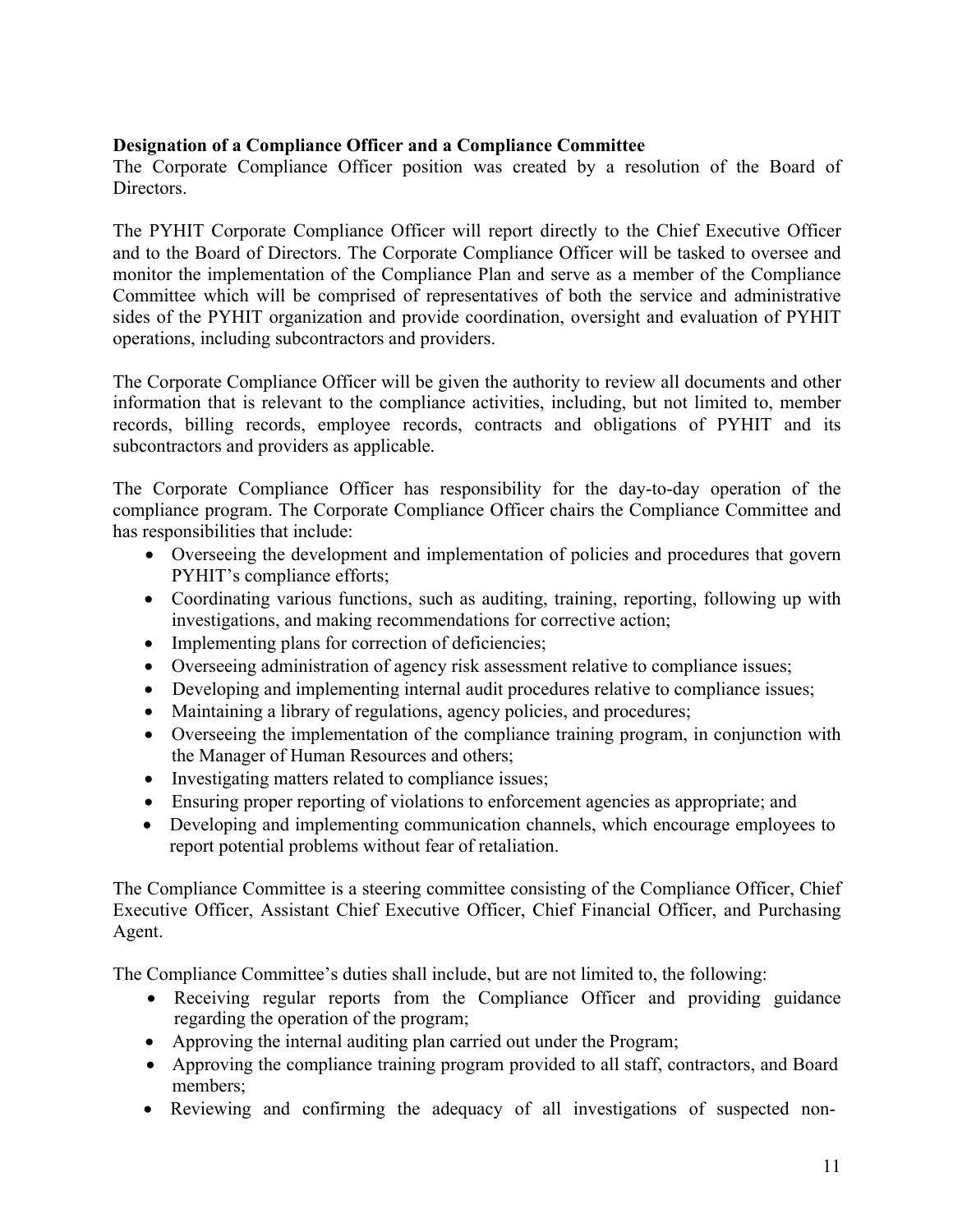**Designation of a Compliance Officer and a Compliance Committee**

The Corporate Compliance Officer position was created by a resolution of the Board of Directors.

The PYHIT Corporate Compliance Officer will report directly to the Chief Executive Officer and to the Board of Directors. The Corporate Compliance Officer will be tasked to oversee and monitor the implementation of the Compliance Plan and serve as a member of the Compliance Committee which will be comprised of representatives of both the service and administrative sides of the PYHIT organization and provide coordination, oversight and evaluation of PYHIT operations, including subcontractors and providers.

The Corporate Compliance Officer will be given the authority to review all documents and other information that is relevant to the compliance activities, including, but not limited to, member records, billing records, employee records, contracts and obligations of PYHIT and its subcontractors and providers as applicable.

The Corporate Compliance Officer has responsibility for the day-to-day operation of the compliance program. The Corporate Compliance Officer chairs the Compliance Committee and has responsibilities that include:

- Overseeing the development and implementation of policies and procedures that govern PYHIT's compliance efforts;
- Coordinating various functions, such as auditing, training, reporting, following up with investigations, and making recommendations for corrective action;
- Implementing plans for correction of deficiencies;
- Overseeing administration of agency risk assessment relative to compliance issues;
- Developing and implementing internal audit procedures relative to compliance issues;
- Maintaining a library of regulations, agency policies, and procedures;
- Overseeing the implementation of the compliance training program, in conjunction with the Manager of Human Resources and others;
- Investigating matters related to compliance issues;
- Ensuring proper reporting of violations to enforcement agencies as appropriate; and
- Developing and implementing communication channels, which encourage employees to report potential problems without fear of retaliation.

The Compliance Committee is a steering committee consisting of the Compliance Officer, Chief Executive Officer, Assistant Chief Executive Officer, Chief Financial Officer, and Purchasing Agent.

The Compliance Committee's duties shall include, but are not limited to, the following:

- Receiving regular reports from the Compliance Officer and providing guidance regarding the operation of the program;
- Approving the internal auditing plan carried out under the Program;
- Approving the compliance training program provided to all staff, contractors, and Board members;
- Reviewing and confirming the adequacy of all investigations of suspected non-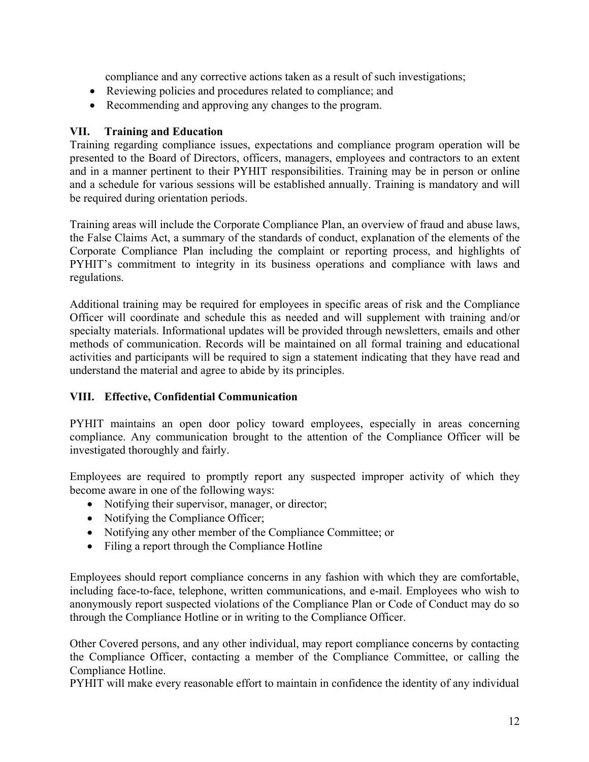compliance and any corrective actions taken as a result of such investigations;

- Reviewing policies and procedures related to compliance; and
- Recommending and approving any changes to the program.

## VII. Training and Education

Training regarding compliance issues, expectations and compliance program operation will be presented to the Board of Directors, officers, managers, employees and contractors to an extent and in a manner pertinent to their PYHIT responsibilities. Training may be in person or online and a schedule for various sessions will be established annually. Training is mandatory and will be required during orientation periods.

Training areas will include the Corporate Compliance Plan, an overview of fraud and abuse laws, the False Claims Act, a summary of the standards of conduct, explanation of the elements of the Corporate Compliance Plan including the complaint or reporting process, and highlights of PYHIT's commitment to integrity in its business operations and compliance with laws and regulations.

Additional training may be required for employees in specific areas of risk and the Compliance Officer will coordinate and schedule this as needed and will supplement with training and/or specialty materials. Informational updates will be provided through newsletters, emails and other methods of communication. Records will be maintained on all formal training and educational activities and participants will be required to sign a statement indicating that they have read and understand the material and agree to abide by its principles.

## VIII. Effective, Confidential Communication

PYHIT maintains an open door policy toward employees, especially in areas concerning compliance. Any communication brought to the attention of the Compliance Officer will be investigated thoroughly and fairly.

Employees are required to promptly report any suspected improper activity of which they become aware in one of the following ways:

- Notifying their supervisor, manager, or director;
- Notifying the Compliance Officer;
- Notifying any other member of the Compliance Committee; or
- Filing a report through the Compliance Hotline

Employees should report compliance concerns in any fashion with which they are comfortable, including face-to-face, telephone, written communications, and e-mail. Employees who wish to anonymously report suspected violations of the Compliance Plan or Code of Conduct may do so through the Compliance Hotline or in writing to the Compliance Officer.

Other Covered persons, and any other individual, may report compliance concerns by contacting the Compliance Officer, contacting a member of the Compliance Committee, or calling the Compliance Hotline.

PYHIT will make every reasonable effort to maintain in confidence the identity of any individual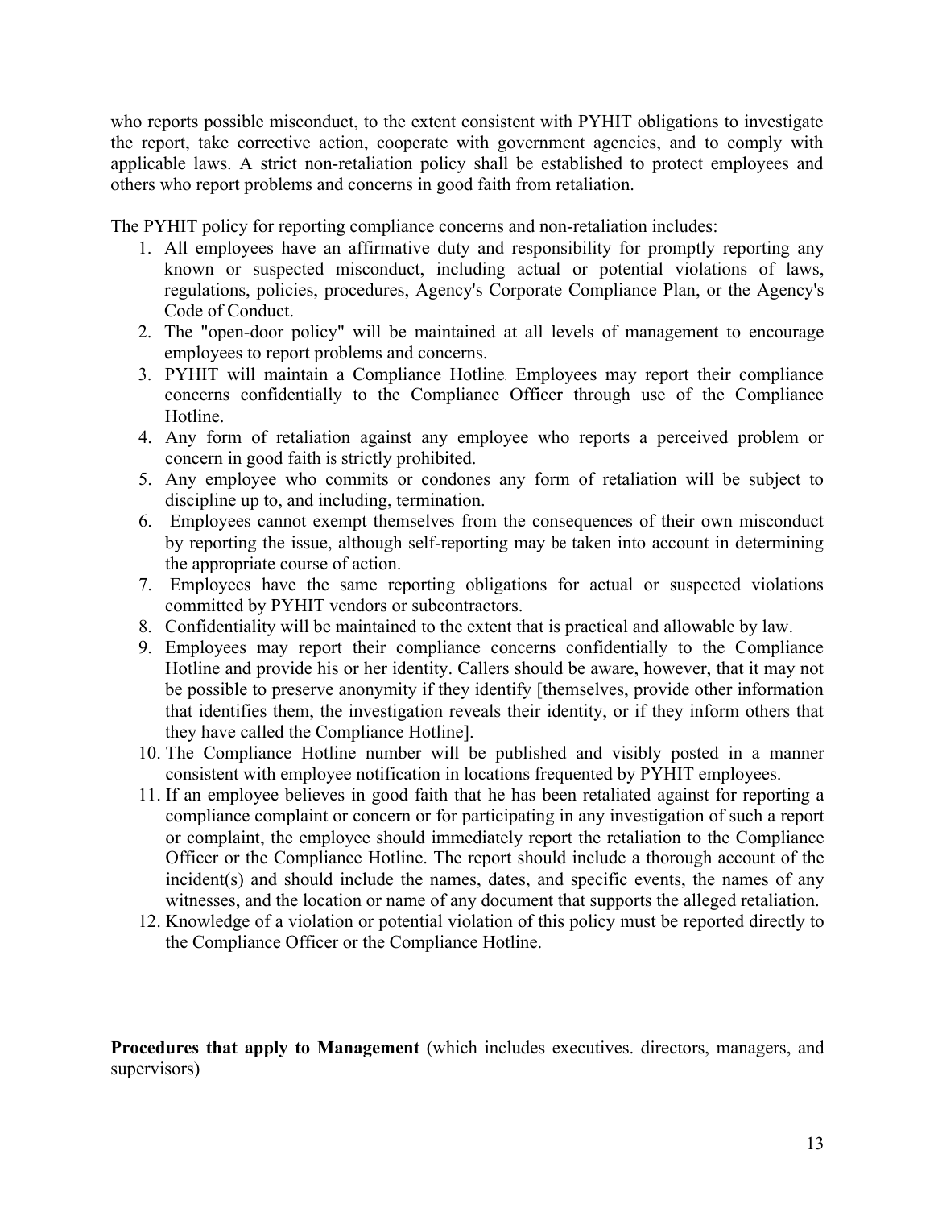who reports possible misconduct, to the extent consistent with PYHIT obligations to investigate the report, take corrective action, cooperate with government agencies, and to comply with applicable laws. A strict non-retaliation policy shall be established to protect employees and others who report problems and concerns in good faith from retaliation.

The PYHIT policy for reporting compliance concerns and non-retaliation includes:

1. All employees have an affirmative duty and responsibility for promptly reporting any known or suspected misconduct, including actual or potential violations of laws, regulations, policies, procedures, Agency's Corporate Compliance Plan, or the Agency's Code of Conduct.
2. The "open-door policy" will be maintained at all levels of management to encourage employees to report problems and concerns.
3. PYHIT will maintain a Compliance Hotline. Employees may report their compliance concerns confidentially to the Compliance Officer through use of the Compliance Hotline.
4. Any form of retaliation against any employee who reports a perceived problem or concern in good faith is strictly prohibited.
5. Any employee who commits or condones any form of retaliation will be subject to discipline up to, and including, termination.
6. Employees cannot exempt themselves from the consequences of their own misconduct by reporting the issue, although self-reporting may be taken into account in determining the appropriate course of action.
7. Employees have the same reporting obligations for actual or suspected violations committed by PYHIT vendors or subcontractors.
8. Confidentiality will be maintained to the extent that is practical and allowable by law.
9. Employees may report their compliance concerns confidentially to the Compliance Hotline and provide his or her identity. Callers should be aware, however, that it may not be possible to preserve anonymity if they identify [themselves, provide other information that identifies them, the investigation reveals their identity, or if they inform others that they have called the Compliance Hotline].
10. The Compliance Hotline number will be published and visibly posted in a manner consistent with employee notification in locations frequented by PYHIT employees.
11. If an employee believes in good faith that he has been retaliated against for reporting a compliance complaint or concern or for participating in any investigation of such a report or complaint, the employee should immediately report the retaliation to the Compliance Officer or the Compliance Hotline. The report should include a thorough account of the incident(s) and should include the names, dates, and specific events, the names of any witnesses, and the location or name of any document that supports the alleged retaliation.
12. Knowledge of a violation or potential violation of this policy must be reported directly to the Compliance Officer or the Compliance Hotline.

**Procedures that apply to Management** (which includes executives. directors, managers, and supervisors)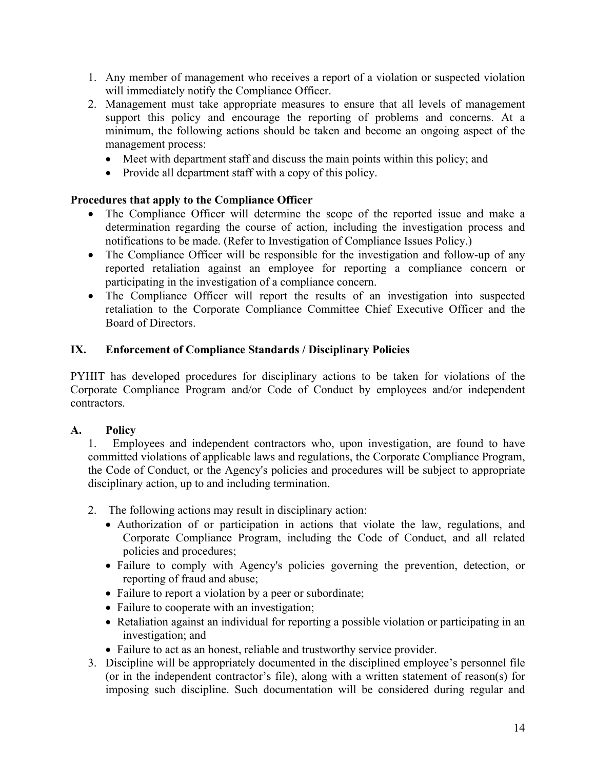1. Any member of management who receives a report of a violation or suspected violation will immediately notify the Compliance Officer.
2. Management must take appropriate measures to ensure that all levels of management support this policy and encourage the reporting of problems and concerns. At a minimum, the following actions should be taken and become an ongoing aspect of the management process:
   - Meet with department staff and discuss the main points within this policy; and
   - Provide all department staff with a copy of this policy.

**Procedures that apply to the Compliance Officer**

- The Compliance Officer will determine the scope of the reported issue and make a determination regarding the course of action, including the investigation process and notifications to be made. (Refer to Investigation of Compliance Issues Policy.)
- The Compliance Officer will be responsible for the investigation and follow-up of any reported retaliation against an employee for reporting a compliance concern or participating in the investigation of a compliance concern.
- The Compliance Officer will report the results of an investigation into suspected retaliation to the Corporate Compliance Committee Chief Executive Officer and the Board of Directors.

## IX. Enforcement of Compliance Standards / Disciplinary Policies

PYHIT has developed procedures for disciplinary actions to be taken for violations of the Corporate Compliance Program and/or Code of Conduct by employees and/or independent contractors.

### A. Policy

1. Employees and independent contractors who, upon investigation, are found to have committed violations of applicable laws and regulations, the Corporate Compliance Program, the Code of Conduct, or the Agency's policies and procedures will be subject to appropriate disciplinary action, up to and including termination.

2. The following actions may result in disciplinary action:
   - Authorization of or participation in actions that violate the law, regulations, and Corporate Compliance Program, including the Code of Conduct, and all related policies and procedures;
   - Failure to comply with Agency's policies governing the prevention, detection, or reporting of fraud and abuse;
   - Failure to report a violation by a peer or subordinate;
   - Failure to cooperate with an investigation;
   - Retaliation against an individual for reporting a possible violation or participating in an investigation; and
   - Failure to act as an honest, reliable and trustworthy service provider.
3. Discipline will be appropriately documented in the disciplined employee's personnel file (or in the independent contractor's file), along with a written statement of reason(s) for imposing such discipline. Such documentation will be considered during regular and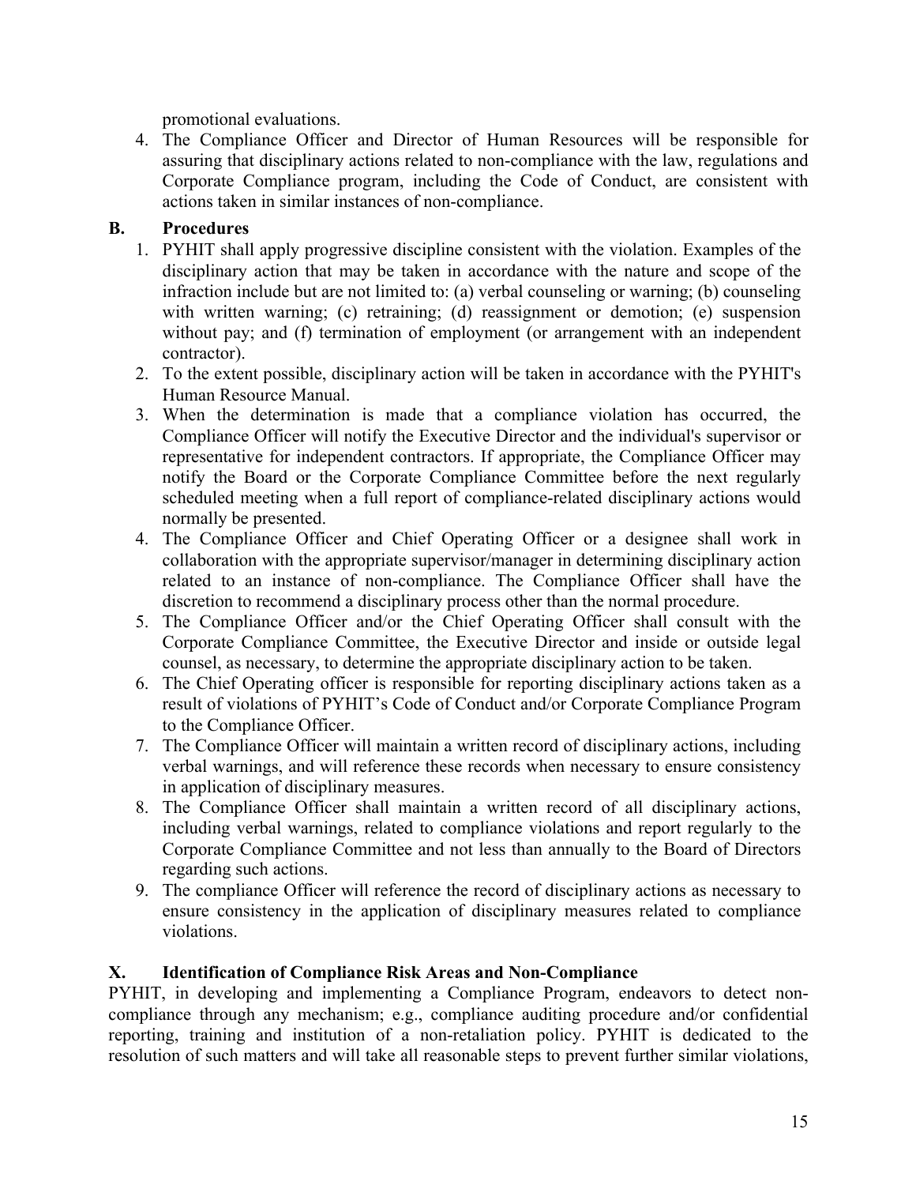promotional evaluations.

4. The Compliance Officer and Director of Human Resources will be responsible for assuring that disciplinary actions related to non-compliance with the law, regulations and Corporate Compliance program, including the Code of Conduct, are consistent with actions taken in similar instances of non-compliance.

### B. Procedures

1. PYHIT shall apply progressive discipline consistent with the violation. Examples of the disciplinary action that may be taken in accordance with the nature and scope of the infraction include but are not limited to: (a) verbal counseling or warning; (b) counseling with written warning; (c) retraining; (d) reassignment or demotion; (e) suspension without pay; and (f) termination of employment (or arrangement with an independent contractor).
2. To the extent possible, disciplinary action will be taken in accordance with the PYHIT's Human Resource Manual.
3. When the determination is made that a compliance violation has occurred, the Compliance Officer will notify the Executive Director and the individual's supervisor or representative for independent contractors. If appropriate, the Compliance Officer may notify the Board or the Corporate Compliance Committee before the next regularly scheduled meeting when a full report of compliance-related disciplinary actions would normally be presented.
4. The Compliance Officer and Chief Operating Officer or a designee shall work in collaboration with the appropriate supervisor/manager in determining disciplinary action related to an instance of non-compliance. The Compliance Officer shall have the discretion to recommend a disciplinary process other than the normal procedure.
5. The Compliance Officer and/or the Chief Operating Officer shall consult with the Corporate Compliance Committee, the Executive Director and inside or outside legal counsel, as necessary, to determine the appropriate disciplinary action to be taken.
6. The Chief Operating officer is responsible for reporting disciplinary actions taken as a result of violations of PYHIT's Code of Conduct and/or Corporate Compliance Program to the Compliance Officer.
7. The Compliance Officer will maintain a written record of disciplinary actions, including verbal warnings, and will reference these records when necessary to ensure consistency in application of disciplinary measures.
8. The Compliance Officer shall maintain a written record of all disciplinary actions, including verbal warnings, related to compliance violations and report regularly to the Corporate Compliance Committee and not less than annually to the Board of Directors regarding such actions.
9. The compliance Officer will reference the record of disciplinary actions as necessary to ensure consistency in the application of disciplinary measures related to compliance violations.

## X. Identification of Compliance Risk Areas and Non-Compliance

PYHIT, in developing and implementing a Compliance Program, endeavors to detect non-compliance through any mechanism; e.g., compliance auditing procedure and/or confidential reporting, training and institution of a non-retaliation policy. PYHIT is dedicated to the resolution of such matters and will take all reasonable steps to prevent further similar violations,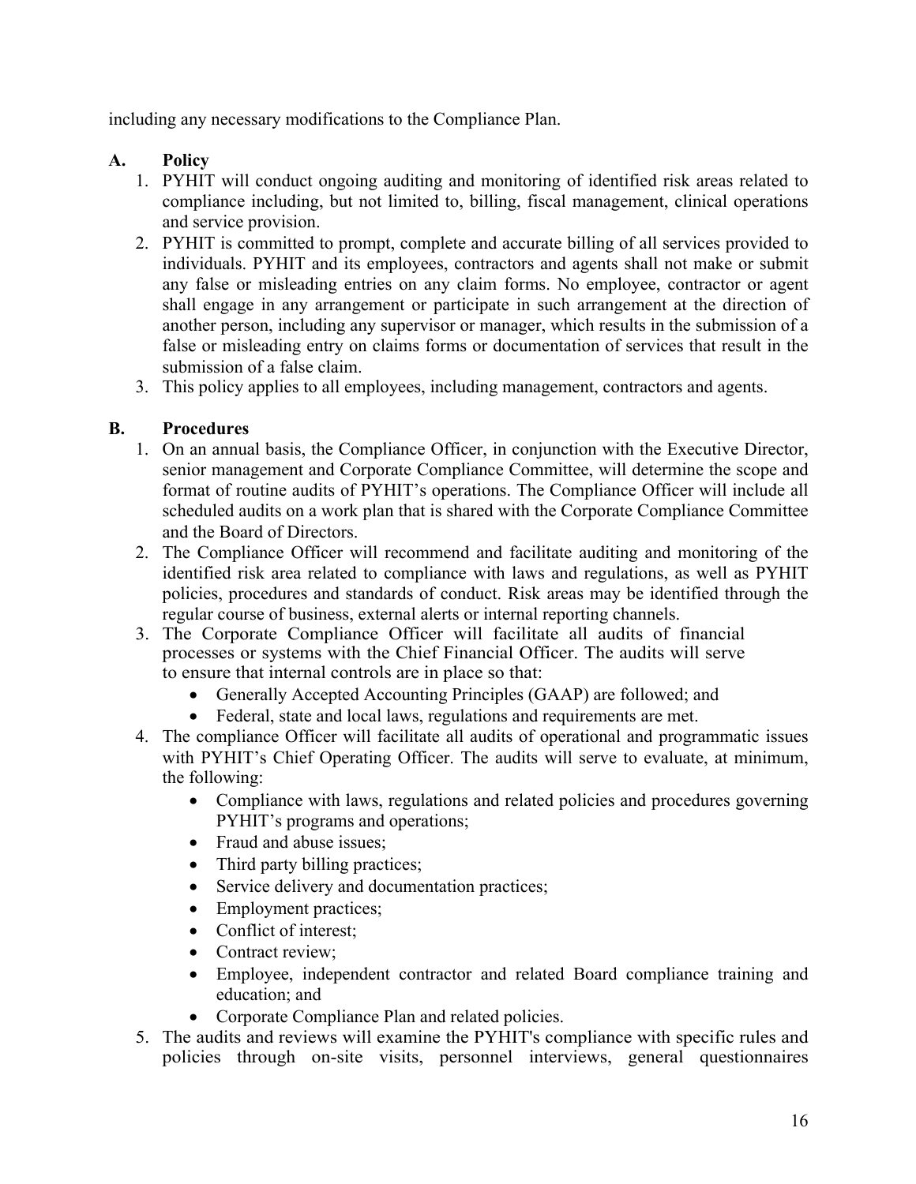including any necessary modifications to the Compliance Plan.

**A. Policy**

1. PYHIT will conduct ongoing auditing and monitoring of identified risk areas related to compliance including, but not limited to, billing, fiscal management, clinical operations and service provision.
2. PYHIT is committed to prompt, complete and accurate billing of all services provided to individuals. PYHIT and its employees, contractors and agents shall not make or submit any false or misleading entries on any claim forms. No employee, contractor or agent shall engage in any arrangement or participate in such arrangement at the direction of another person, including any supervisor or manager, which results in the submission of a false or misleading entry on claims forms or documentation of services that result in the submission of a false claim.
3. This policy applies to all employees, including management, contractors and agents.

**B. Procedures**

1. On an annual basis, the Compliance Officer, in conjunction with the Executive Director, senior management and Corporate Compliance Committee, will determine the scope and format of routine audits of PYHIT's operations. The Compliance Officer will include all scheduled audits on a work plan that is shared with the Corporate Compliance Committee and the Board of Directors.
2. The Compliance Officer will recommend and facilitate auditing and monitoring of the identified risk area related to compliance with laws and regulations, as well as PYHIT policies, procedures and standards of conduct. Risk areas may be identified through the regular course of business, external alerts or internal reporting channels.
3. The Corporate Compliance Officer will facilitate all audits of financial processes or systems with the Chief Financial Officer. The audits will serve to ensure that internal controls are in place so that:
   - Generally Accepted Accounting Principles (GAAP) are followed; and
   - Federal, state and local laws, regulations and requirements are met.
4. The compliance Officer will facilitate all audits of operational and programmatic issues with PYHIT's Chief Operating Officer. The audits will serve to evaluate, at minimum, the following:
   - Compliance with laws, regulations and related policies and procedures governing PYHIT's programs and operations;
   - Fraud and abuse issues;
   - Third party billing practices;
   - Service delivery and documentation practices;
   - Employment practices;
   - Conflict of interest;
   - Contract review;
   - Employee, independent contractor and related Board compliance training and education; and
   - Corporate Compliance Plan and related policies.
5. The audits and reviews will examine the PYHIT's compliance with specific rules and policies through on-site visits, personnel interviews, general questionnaires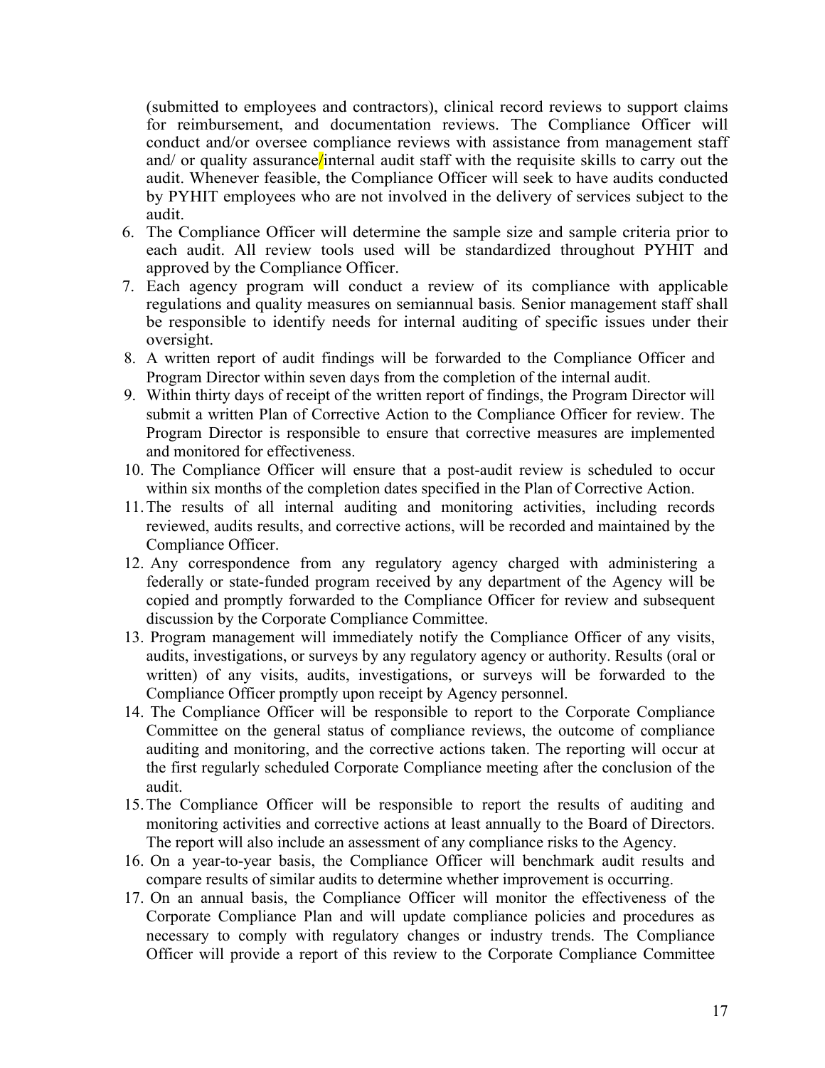(submitted to employees and contractors), clinical record reviews to support claims for reimbursement, and documentation reviews. The Compliance Officer will conduct and/or oversee compliance reviews with assistance from management staff and/ or quality assurance/internal audit staff with the requisite skills to carry out the audit. Whenever feasible, the Compliance Officer will seek to have audits conducted by PYHIT employees who are not involved in the delivery of services subject to the audit.

6. The Compliance Officer will determine the sample size and sample criteria prior to each audit. All review tools used will be standardized throughout PYHIT and approved by the Compliance Officer.
7. Each agency program will conduct a review of its compliance with applicable regulations and quality measures on semiannual basis. Senior management staff shall be responsible to identify needs for internal auditing of specific issues under their oversight.
8. A written report of audit findings will be forwarded to the Compliance Officer and Program Director within seven days from the completion of the internal audit.
9. Within thirty days of receipt of the written report of findings, the Program Director will submit a written Plan of Corrective Action to the Compliance Officer for review. The Program Director is responsible to ensure that corrective measures are implemented and monitored for effectiveness.
10. The Compliance Officer will ensure that a post-audit review is scheduled to occur within six months of the completion dates specified in the Plan of Corrective Action.
11. The results of all internal auditing and monitoring activities, including records reviewed, audits results, and corrective actions, will be recorded and maintained by the Compliance Officer.
12. Any correspondence from any regulatory agency charged with administering a federally or state-funded program received by any department of the Agency will be copied and promptly forwarded to the Compliance Officer for review and subsequent discussion by the Corporate Compliance Committee.
13. Program management will immediately notify the Compliance Officer of any visits, audits, investigations, or surveys by any regulatory agency or authority. Results (oral or written) of any visits, audits, investigations, or surveys will be forwarded to the Compliance Officer promptly upon receipt by Agency personnel.
14. The Compliance Officer will be responsible to report to the Corporate Compliance Committee on the general status of compliance reviews, the outcome of compliance auditing and monitoring, and the corrective actions taken. The reporting will occur at the first regularly scheduled Corporate Compliance meeting after the conclusion of the audit.
15. The Compliance Officer will be responsible to report the results of auditing and monitoring activities and corrective actions at least annually to the Board of Directors. The report will also include an assessment of any compliance risks to the Agency.
16. On a year-to-year basis, the Compliance Officer will benchmark audit results and compare results of similar audits to determine whether improvement is occurring.
17. On an annual basis, the Compliance Officer will monitor the effectiveness of the Corporate Compliance Plan and will update compliance policies and procedures as necessary to comply with regulatory changes or industry trends. The Compliance Officer will provide a report of this review to the Corporate Compliance Committee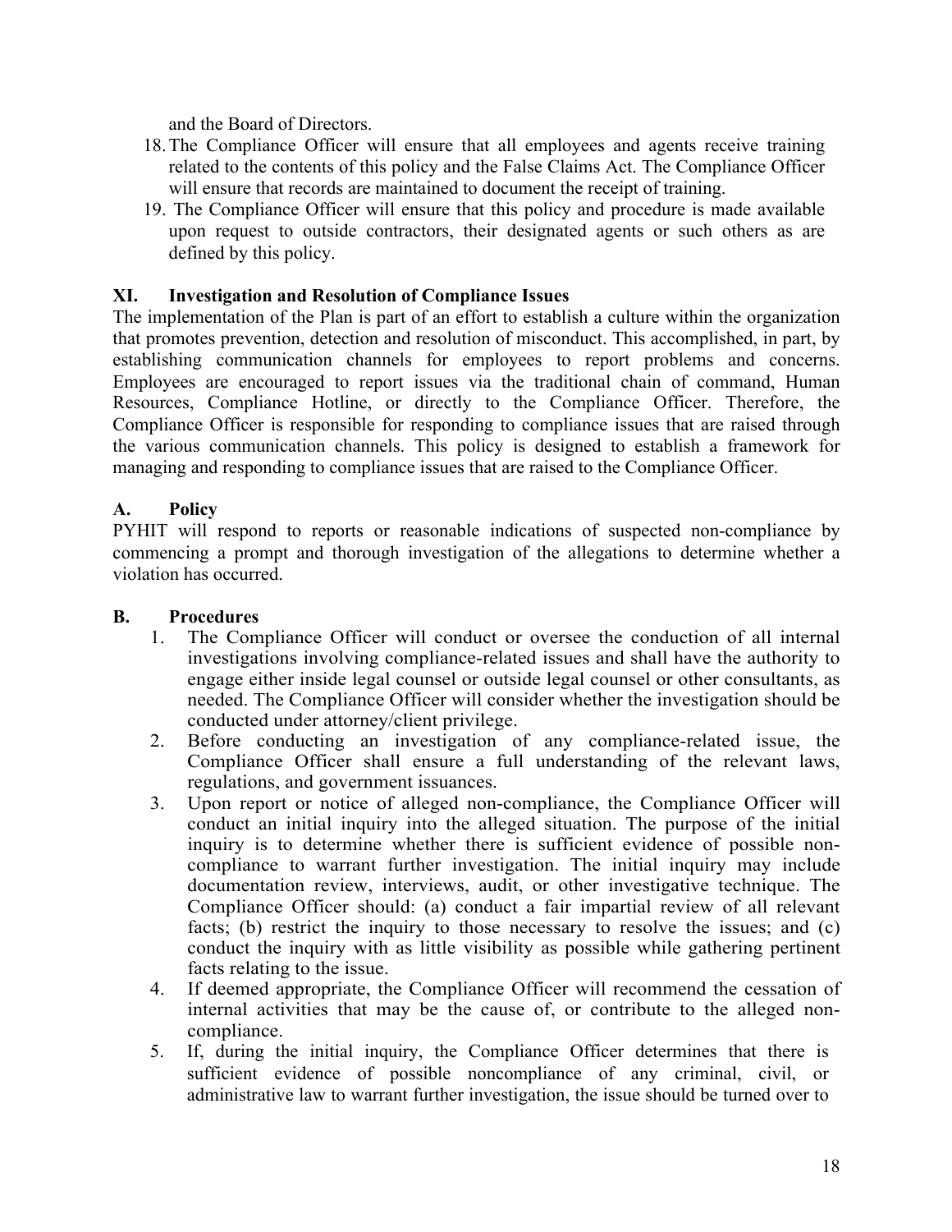and the Board of Directors.

18. The Compliance Officer will ensure that all employees and agents receive training related to the contents of this policy and the False Claims Act. The Compliance Officer will ensure that records are maintained to document the receipt of training.
19. The Compliance Officer will ensure that this policy and procedure is made available upon request to outside contractors, their designated agents or such others as are defined by this policy.

## XI. Investigation and Resolution of Compliance Issues

The implementation of the Plan is part of an effort to establish a culture within the organization that promotes prevention, detection and resolution of misconduct. This accomplished, in part, by establishing communication channels for employees to report problems and concerns. Employees are encouraged to report issues via the traditional chain of command, Human Resources, Compliance Hotline, or directly to the Compliance Officer. Therefore, the Compliance Officer is responsible for responding to compliance issues that are raised through the various communication channels. This policy is designed to establish a framework for managing and responding to compliance issues that are raised to the Compliance Officer.

### A. Policy

PYHIT will respond to reports or reasonable indications of suspected non-compliance by commencing a prompt and thorough investigation of the allegations to determine whether a violation has occurred.

### B. Procedures

1. The Compliance Officer will conduct or oversee the conduction of all internal investigations involving compliance-related issues and shall have the authority to engage either inside legal counsel or outside legal counsel or other consultants, as needed. The Compliance Officer will consider whether the investigation should be conducted under attorney/client privilege.
2. Before conducting an investigation of any compliance-related issue, the Compliance Officer shall ensure a full understanding of the relevant laws, regulations, and government issuances.
3. Upon report or notice of alleged non-compliance, the Compliance Officer will conduct an initial inquiry into the alleged situation. The purpose of the initial inquiry is to determine whether there is sufficient evidence of possible non-compliance to warrant further investigation. The initial inquiry may include documentation review, interviews, audit, or other investigative technique. The Compliance Officer should: (a) conduct a fair impartial review of all relevant facts; (b) restrict the inquiry to those necessary to resolve the issues; and (c) conduct the inquiry with as little visibility as possible while gathering pertinent facts relating to the issue.
4. If deemed appropriate, the Compliance Officer will recommend the cessation of internal activities that may be the cause of, or contribute to the alleged non-compliance.
5. If, during the initial inquiry, the Compliance Officer determines that there is sufficient evidence of possible noncompliance of any criminal, civil, or administrative law to warrant further investigation, the issue should be turned over to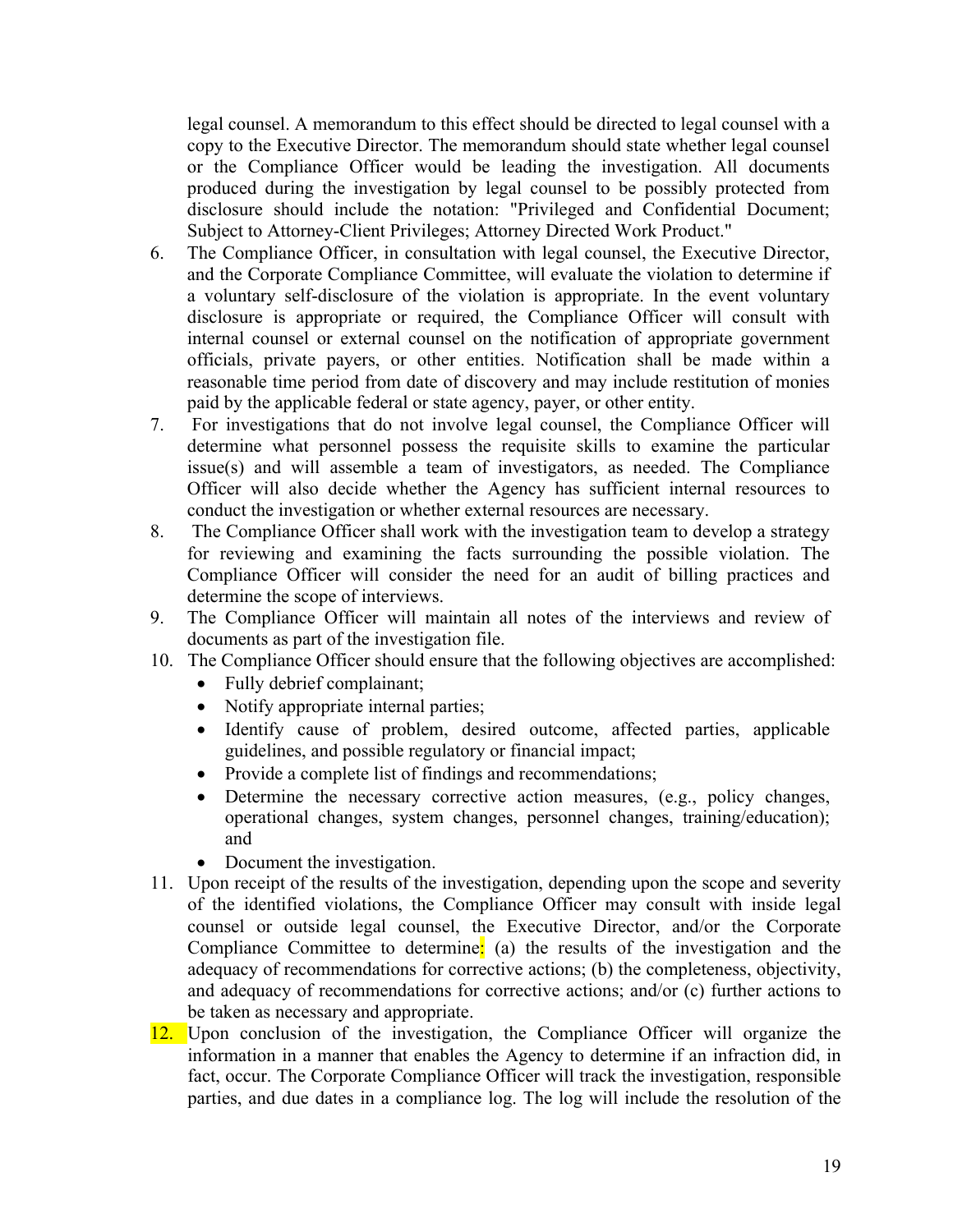legal counsel. A memorandum to this effect should be directed to legal counsel with a copy to the Executive Director. The memorandum should state whether legal counsel or the Compliance Officer would be leading the investigation. All documents produced during the investigation by legal counsel to be possibly protected from disclosure should include the notation: "Privileged and Confidential Document; Subject to Attorney-Client Privileges; Attorney Directed Work Product."

6. The Compliance Officer, in consultation with legal counsel, the Executive Director, and the Corporate Compliance Committee, will evaluate the violation to determine if a voluntary self-disclosure of the violation is appropriate. In the event voluntary disclosure is appropriate or required, the Compliance Officer will consult with internal counsel or external counsel on the notification of appropriate government officials, private payers, or other entities. Notification shall be made within a reasonable time period from date of discovery and may include restitution of monies paid by the applicable federal or state agency, payer, or other entity.
7. For investigations that do not involve legal counsel, the Compliance Officer will determine what personnel possess the requisite skills to examine the particular issue(s) and will assemble a team of investigators, as needed. The Compliance Officer will also decide whether the Agency has sufficient internal resources to conduct the investigation or whether external resources are necessary.
8. The Compliance Officer shall work with the investigation team to develop a strategy for reviewing and examining the facts surrounding the possible violation. The Compliance Officer will consider the need for an audit of billing practices and determine the scope of interviews.
9. The Compliance Officer will maintain all notes of the interviews and review of documents as part of the investigation file.
10. The Compliance Officer should ensure that the following objectives are accomplished:
    - Fully debrief complainant;
    - Notify appropriate internal parties;
    - Identify cause of problem, desired outcome, affected parties, applicable guidelines, and possible regulatory or financial impact;
    - Provide a complete list of findings and recommendations;
    - Determine the necessary corrective action measures, (e.g., policy changes, operational changes, system changes, personnel changes, training/education); and
    - Document the investigation.
11. Upon receipt of the results of the investigation, depending upon the scope and severity of the identified violations, the Compliance Officer may consult with inside legal counsel or outside legal counsel, the Executive Director, and/or the Corporate Compliance Committee to determine: (a) the results of the investigation and the adequacy of recommendations for corrective actions; (b) the completeness, objectivity, and adequacy of recommendations for corrective actions; and/or (c) further actions to be taken as necessary and appropriate.
12. Upon conclusion of the investigation, the Compliance Officer will organize the information in a manner that enables the Agency to determine if an infraction did, in fact, occur. The Corporate Compliance Officer will track the investigation, responsible parties, and due dates in a compliance log. The log will include the resolution of the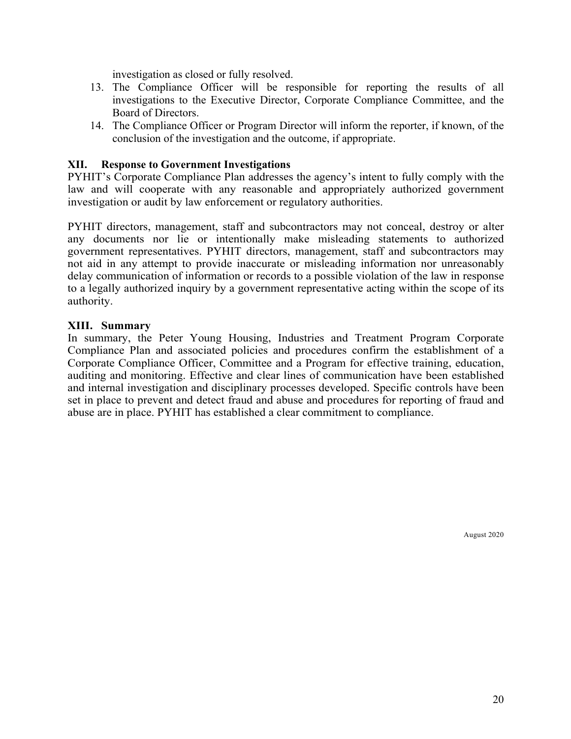investigation as closed or fully resolved.

13. The Compliance Officer will be responsible for reporting the results of all investigations to the Executive Director, Corporate Compliance Committee, and the Board of Directors.
14. The Compliance Officer or Program Director will inform the reporter, if known, of the conclusion of the investigation and the outcome, if appropriate.

## XII. Response to Government Investigations

PYHIT's Corporate Compliance Plan addresses the agency's intent to fully comply with the law and will cooperate with any reasonable and appropriately authorized government investigation or audit by law enforcement or regulatory authorities.

PYHIT directors, management, staff and subcontractors may not conceal, destroy or alter any documents nor lie or intentionally make misleading statements to authorized government representatives. PYHIT directors, management, staff and subcontractors may not aid in any attempt to provide inaccurate or misleading information nor unreasonably delay communication of information or records to a possible violation of the law in response to a legally authorized inquiry by a government representative acting within the scope of its authority.

## XIII. Summary

In summary, the Peter Young Housing, Industries and Treatment Program Corporate Compliance Plan and associated policies and procedures confirm the establishment of a Corporate Compliance Officer, Committee and a Program for effective training, education, auditing and monitoring. Effective and clear lines of communication have been established and internal investigation and disciplinary processes developed. Specific controls have been set in place to prevent and detect fraud and abuse and procedures for reporting of fraud and abuse are in place. PYHIT has established a clear commitment to compliance.

August 2020